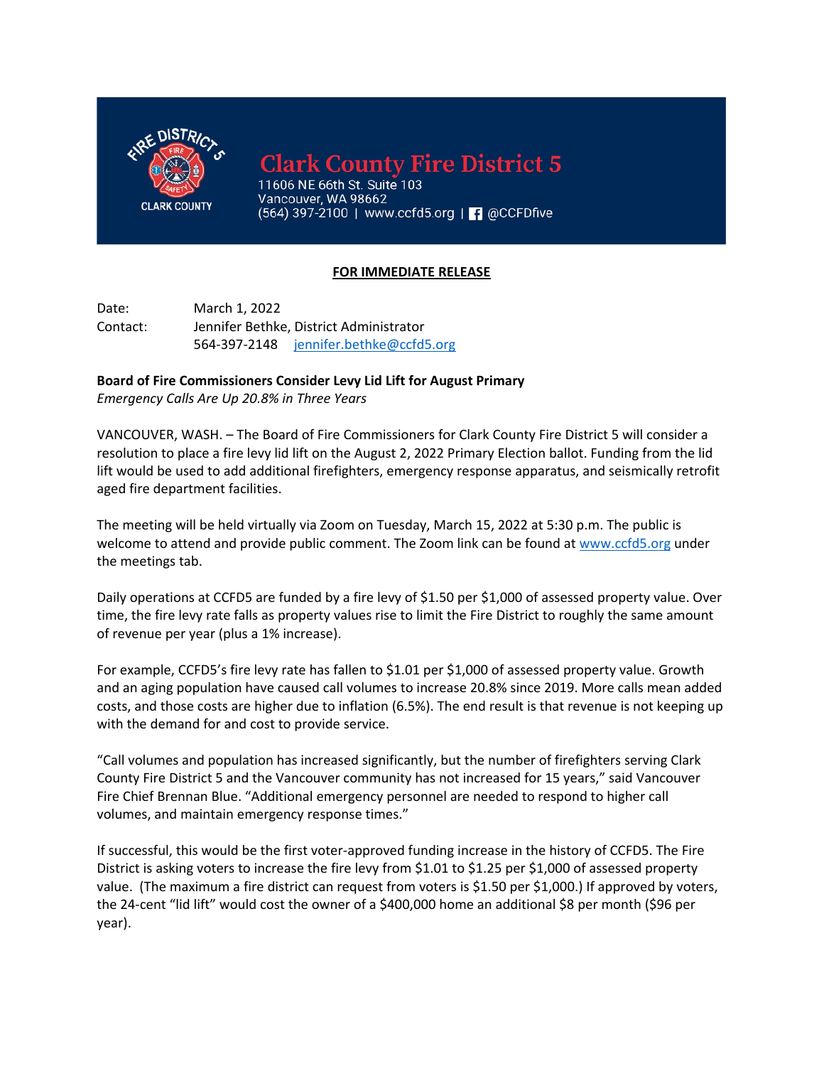# Clark County Fire District 5

11606 NE 66th St. Suite 103
Vancouver, WA 98662
(564) 397-2100 | www.ccfd5.org | @CCFDfive

**FOR IMMEDIATE RELEASE**

Date: March 1, 2022
Contact: Jennifer Bethke, District Administrator
564-397-2148 jennifer.bethke@ccfd5.org

**Board of Fire Commissioners Consider Levy Lid Lift for August Primary**
*Emergency Calls Are Up 20.8% in Three Years*

VANCOUVER, WASH. – The Board of Fire Commissioners for Clark County Fire District 5 will consider a resolution to place a fire levy lid lift on the August 2, 2022 Primary Election ballot. Funding from the lid lift would be used to add additional firefighters, emergency response apparatus, and seismically retrofit aged fire department facilities.

The meeting will be held virtually via Zoom on Tuesday, March 15, 2022 at 5:30 p.m. The public is welcome to attend and provide public comment. The Zoom link can be found at www.ccfd5.org under the meetings tab.

Daily operations at CCFD5 are funded by a fire levy of $1.50 per $1,000 of assessed property value. Over time, the fire levy rate falls as property values rise to limit the Fire District to roughly the same amount of revenue per year (plus a 1% increase).

For example, CCFD5's fire levy rate has fallen to $1.01 per $1,000 of assessed property value. Growth and an aging population have caused call volumes to increase 20.8% since 2019. More calls mean added costs, and those costs are higher due to inflation (6.5%). The end result is that revenue is not keeping up with the demand for and cost to provide service.

"Call volumes and population has increased significantly, but the number of firefighters serving Clark County Fire District 5 and the Vancouver community has not increased for 15 years," said Vancouver Fire Chief Brennan Blue. "Additional emergency personnel are needed to respond to higher call volumes, and maintain emergency response times."

If successful, this would be the first voter-approved funding increase in the history of CCFD5. The Fire District is asking voters to increase the fire levy from $1.01 to $1.25 per $1,000 of assessed property value. (The maximum a fire district can request from voters is $1.50 per $1,000.) If approved by voters, the 24-cent "lid lift" would cost the owner of a $400,000 home an additional $8 per month ($96 per year).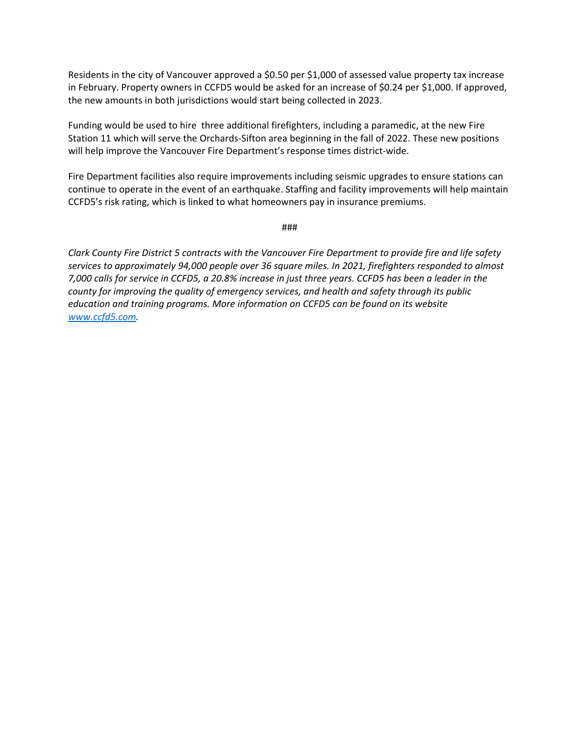Residents in the city of Vancouver approved a $0.50 per $1,000 of assessed value property tax increase in February. Property owners in CCFD5 would be asked for an increase of $0.24 per $1,000. If approved, the new amounts in both jurisdictions would start being collected in 2023.

Funding would be used to hire three additional firefighters, including a paramedic, at the new Fire Station 11 which will serve the Orchards-Sifton area beginning in the fall of 2022. These new positions will help improve the Vancouver Fire Department's response times district-wide.

Fire Department facilities also require improvements including seismic upgrades to ensure stations can continue to operate in the event of an earthquake. Staffing and facility improvements will help maintain CCFD5's risk rating, which is linked to what homeowners pay in insurance premiums.

###

*Clark County Fire District 5 contracts with the Vancouver Fire Department to provide fire and life safety services to approximately 94,000 people over 36 square miles. In 2021, firefighters responded to almost 7,000 calls for service in CCFD5, a 20.8% increase in just three years. CCFD5 has been a leader in the county for improving the quality of emergency services, and health and safety through its public education and training programs. More information on CCFD5 can be found on its website [www.ccfd5.com](http://www.ccfd5.com).*